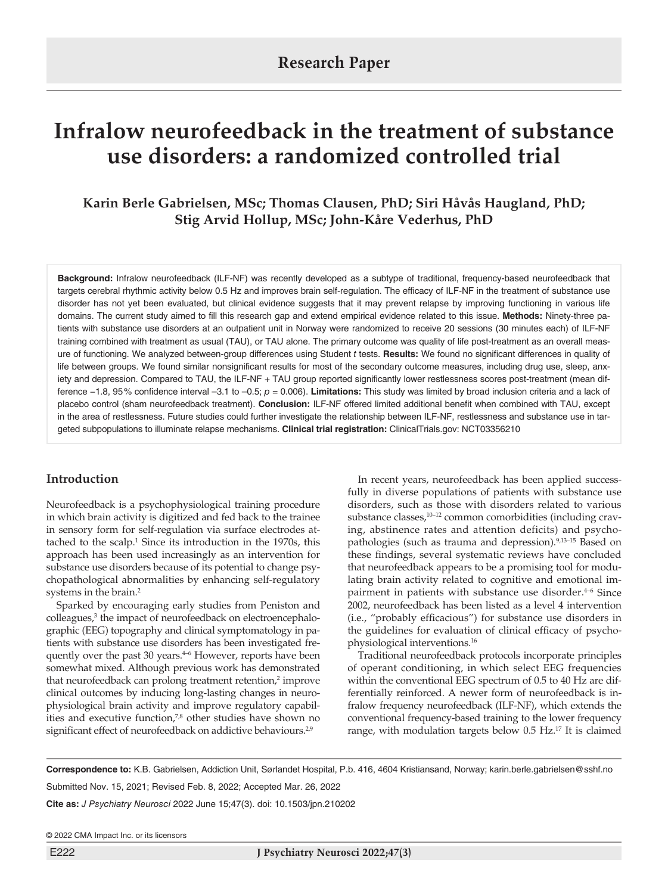Research Paper

# Infralow neurofeedback in the treatment of substance use disorders: a randomized controlled trial

**Karin Berle Gabrielsen, MSc; Thomas Clausen, PhD; Siri Håvås Haugland, PhD; Stig Arvid Hollup, MSc; John-Kåre Vederhus, PhD**

**Background:** Infralow neurofeedback (ILF-NF) was recently developed as a subtype of traditional, frequency-based neurofeedback that targets cerebral rhythmic activity below 0.5 Hz and improves brain self-regulation. The efficacy of ILF-NF in the treatment of substance use disorder has not yet been evaluated, but clinical evidence suggests that it may prevent relapse by improving functioning in various life domains. The current study aimed to fill this research gap and extend empirical evidence related to this issue. **Methods:** Ninety-three patients with substance use disorders at an outpatient unit in Norway were randomized to receive 20 sessions (30 minutes each) of ILF-NF training combined with treatment as usual (TAU), or TAU alone. The primary outcome was quality of life post-treatment as an overall measure of functioning. We analyzed between-group differences using Student *t* tests. **Results:** We found no significant differences in quality of life between groups. We found similar nonsignificant results for most of the secondary outcome measures, including drug use, sleep, anxiety and depression. Compared to TAU, the ILF-NF + TAU group reported significantly lower restlessness scores post-treatment (mean difference −1.8, 95% confidence interval −3.1 to −0.5; $p = 0.006$). **Limitations:** This study was limited by broad inclusion criteria and a lack of placebo control (sham neurofeedback treatment). **Conclusion:** ILF-NF offered limited additional benefit when combined with TAU, except in the area of restlessness. Future studies could further investigate the relationship between ILF-NF, restlessness and substance use in targeted subpopulations to illuminate relapse mechanisms. **Clinical trial registration:** ClinicalTrials.gov: NCT03356210

## Introduction

Neurofeedback is a psychophysiological training procedure in which brain activity is digitized and fed back to the trainee in sensory form for self-regulation via surface electrodes attached to the scalp.[1] Since its introduction in the 1970s, this approach has been used increasingly as an intervention for substance use disorders because of its potential to change psychopathological abnormalities by enhancing self-regulatory systems in the brain.[2]

Sparked by encouraging early studies from Peniston and colleagues,[3] the impact of neurofeedback on electroencephalographic (EEG) topography and clinical symptomatology in patients with substance use disorders has been investigated frequently over the past 30 years.[4–6] However, reports have been somewhat mixed. Although previous work has demonstrated that neurofeedback can prolong treatment retention,[2] improve clinical outcomes by inducing long-lasting changes in neurophysiological brain activity and improve regulatory capabilities and executive function,[7,8] other studies have shown no significant effect of neurofeedback on addictive behaviours.[2,9]

In recent years, neurofeedback has been applied successfully in diverse populations of patients with substance use disorders, such as those with disorders related to various substance classes,[10–12] common comorbidities (including craving, abstinence rates and attention deficits) and psychopathologies (such as trauma and depression).[9,13–15] Based on these findings, several systematic reviews have concluded that neurofeedback appears to be a promising tool for modulating brain activity related to cognitive and emotional impairment in patients with substance use disorder.[4–6] Since 2002, neurofeedback has been listed as a level 4 intervention (i.e., "probably efficacious") for substance use disorders in the guidelines for evaluation of clinical efficacy of psychophysiological interventions.[16]

Traditional neurofeedback protocols incorporate principles of operant conditioning, in which select EEG frequencies within the conventional EEG spectrum of 0.5 to 40 Hz are differentially reinforced. A newer form of neurofeedback is infralow frequency neurofeedback (ILF-NF), which extends the conventional frequency-based training to the lower frequency range, with modulation targets below 0.5 Hz.[17] It is claimed

**Correspondence to:** K.B. Gabrielsen, Addiction Unit, Sørlandet Hospital, P.b. 416, 4604 Kristiansand, Norway; karin.berle.gabrielsen@sshf.no

Submitted Nov. 15, 2021; Revised Feb. 8, 2022; Accepted Mar. 26, 2022

**Cite as:** *J Psychiatry Neurosci* 2022 June 15;47(3). doi: 10.1503/jpn.210202

© 2022 CMA Impact Inc. or its licensors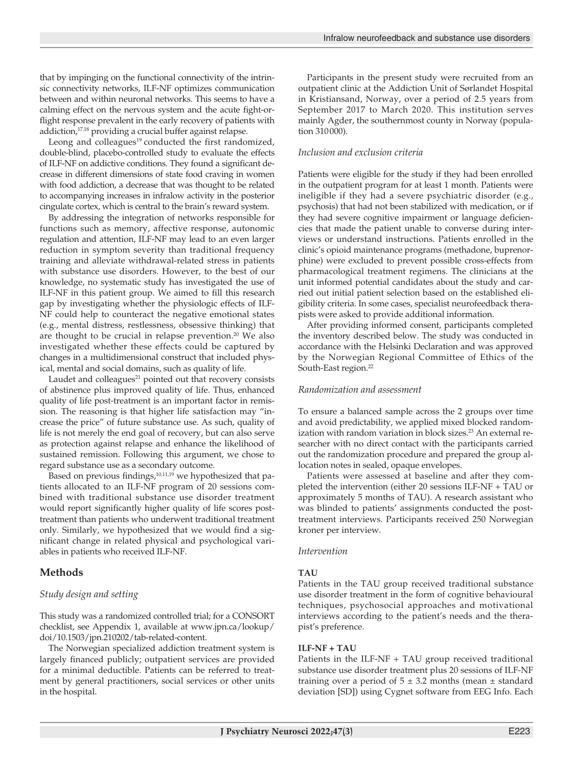that by impinging on the functional connectivity of the intrinsic connectivity networks, ILF-NF optimizes communication between and within neuronal networks. This seems to have a calming effect on the nervous system and the acute fight-or-flight response prevalent in the early recovery of patients with addiction,[17,18] providing a crucial buffer against relapse.

Leong and colleagues[19] conducted the first randomized, double-blind, placebo-controlled study to evaluate the effects of ILF-NF on addictive conditions. They found a significant decrease in different dimensions of state food craving in women with food addiction, a decrease that was thought to be related to accompanying increases in infralow activity in the posterior cingulate cortex, which is central to the brain's reward system.

By addressing the integration of networks responsible for functions such as memory, affective response, autonomic regulation and attention, ILF-NF may lead to an even larger reduction in symptom severity than traditional frequency training and alleviate withdrawal-related stress in patients with substance use disorders. However, to the best of our knowledge, no systematic study has investigated the use of ILF-NF in this patient group. We aimed to fill this research gap by investigating whether the physiologic effects of ILF-NF could help to counteract the negative emotional states (e.g., mental distress, restlessness, obsessive thinking) that are thought to be crucial in relapse prevention.[20] We also investigated whether these effects could be captured by changes in a multidimensional construct that included physical, mental and social domains, such as quality of life.

Laudet and colleagues[21] pointed out that recovery consists of abstinence plus improved quality of life. Thus, enhanced quality of life post-treatment is an important factor in remission. The reasoning is that higher life satisfaction may "increase the price" of future substance use. As such, quality of life is not merely the end goal of recovery, but can also serve as protection against relapse and enhance the likelihood of sustained remission. Following this argument, we chose to regard substance use as a secondary outcome.

Based on previous findings,[10,11,19] we hypothesized that patients allocated to an ILF-NF program of 20 sessions combined with traditional substance use disorder treatment would report significantly higher quality of life scores post-treatment than patients who underwent traditional treatment only. Similarly, we hypothesized that we would find a significant change in related physical and psychological variables in patients who received ILF-NF.

## Methods

### *Study design and setting*

This study was a randomized controlled trial; for a CONSORT checklist, see Appendix 1, available at www.jpn.ca/lookup/doi/10.1503/jpn.210202/tab-related-content.

The Norwegian specialized addiction treatment system is largely financed publicly; outpatient services are provided for a minimal deductible. Patients can be referred to treatment by general practitioners, social services or other units in the hospital.

Participants in the present study were recruited from an outpatient clinic at the Addiction Unit of Sørlandet Hospital in Kristiansand, Norway, over a period of 2.5 years from September 2017 to March 2020. This institution serves mainly Agder, the southernmost county in Norway (population 310000).

### *Inclusion and exclusion criteria*

Patients were eligible for the study if they had been enrolled in the outpatient program for at least 1 month. Patients were ineligible if they had a severe psychiatric disorder (e.g., psychosis) that had not been stabilized with medication, or if they had severe cognitive impairment or language deficiencies that made the patient unable to converse during interviews or understand instructions. Patients enrolled in the clinic's opioid maintenance programs (methadone, buprenorphine) were excluded to prevent possible cross-effects from pharmacological treatment regimens. The clinicians at the unit informed potential candidates about the study and carried out initial patient selection based on the established eligibility criteria. In some cases, specialist neurofeedback therapists were asked to provide additional information.

After providing informed consent, participants completed the inventory described below. The study was conducted in accordance with the Helsinki Declaration and was approved by the Norwegian Regional Committee of Ethics of the South-East region.[22]

### *Randomization and assessment*

To ensure a balanced sample across the 2 groups over time and avoid predictability, we applied mixed blocked randomization with random variation in block sizes.[23] An external researcher with no direct contact with the participants carried out the randomization procedure and prepared the group allocation notes in sealed, opaque envelopes.

Patients were assessed at baseline and after they completed the intervention (either 20 sessions ILF-NF + TAU or approximately 5 months of TAU). A research assistant who was blinded to patients' assignments conducted the post-treatment interviews. Participants received 250 Norwegian kroner per interview.

### *Intervention*

#### **TAU**

Patients in the TAU group received traditional substance use disorder treatment in the form of cognitive behavioural techniques, psychosocial approaches and motivational interviews according to the patient's needs and the therapist's preference.

#### **ILF-NF + TAU**

Patients in the ILF-NF + TAU group received traditional substance use disorder treatment plus 20 sessions of ILF-NF training over a period of $5 \pm 3.2$ months (mean ± standard deviation [SD]) using Cygnet software from EEG Info. Each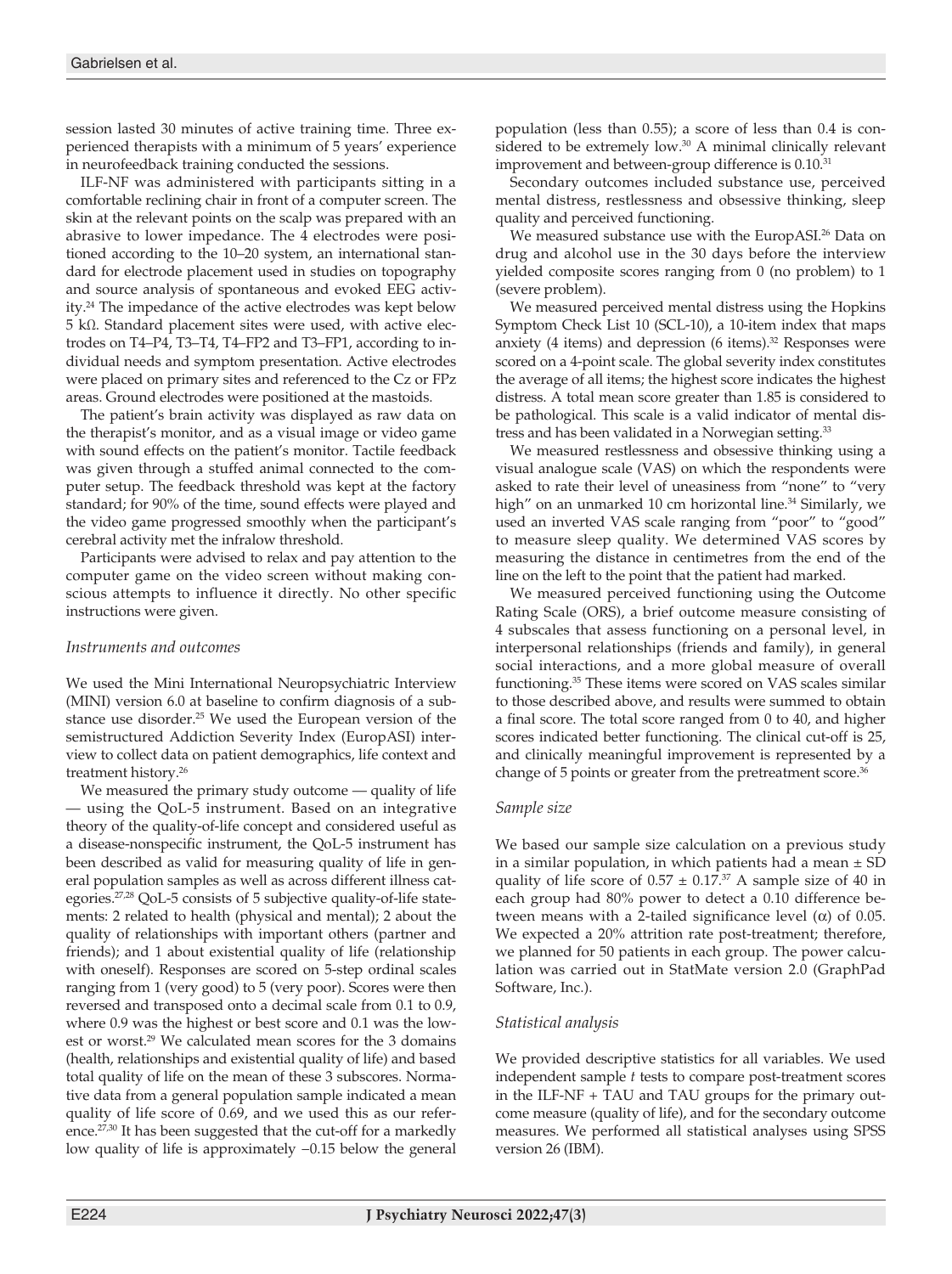session lasted 30 minutes of active training time. Three experienced therapists with a minimum of 5 years' experience in neurofeedback training conducted the sessions.

ILF-NF was administered with participants sitting in a comfortable reclining chair in front of a computer screen. The skin at the relevant points on the scalp was prepared with an abrasive to lower impedance. The 4 electrodes were positioned according to the 10–20 system, an international standard for electrode placement used in studies on topography and source analysis of spontaneous and evoked EEG activity.[24] The impedance of the active electrodes was kept below 5 kΩ. Standard placement sites were used, with active electrodes on T4–P4, T3–T4, T4–FP2 and T3–FP1, according to individual needs and symptom presentation. Active electrodes were placed on primary sites and referenced to the Cz or FPz areas. Ground electrodes were positioned at the mastoids.

The patient's brain activity was displayed as raw data on the therapist's monitor, and as a visual image or video game with sound effects on the patient's monitor. Tactile feedback was given through a stuffed animal connected to the computer setup. The feedback threshold was kept at the factory standard; for 90% of the time, sound effects were played and the video game progressed smoothly when the participant's cerebral activity met the infralow threshold.

Participants were advised to relax and pay attention to the computer game on the video screen without making conscious attempts to influence it directly. No other specific instructions were given.

### *Instruments and outcomes*

We used the Mini International Neuropsychiatric Interview (MINI) version 6.0 at baseline to confirm diagnosis of a substance use disorder.[25] We used the European version of the semistructured Addiction Severity Index (EuropASI) interview to collect data on patient demographics, life context and treatment history.[26]

We measured the primary study outcome — quality of life — using the QoL-5 instrument. Based on an integrative theory of the quality-of-life concept and considered useful as a disease-nonspecific instrument, the QoL-5 instrument has been described as valid for measuring quality of life in general population samples as well as across different illness categories.[27,28] QoL-5 consists of 5 subjective quality-of-life statements: 2 related to health (physical and mental); 2 about the quality of relationships with important others (partner and friends); and 1 about existential quality of life (relationship with oneself). Responses are scored on 5-step ordinal scales ranging from 1 (very good) to 5 (very poor). Scores were then reversed and transposed onto a decimal scale from 0.1 to 0.9, where 0.9 was the highest or best score and 0.1 was the lowest or worst.[29] We calculated mean scores for the 3 domains (health, relationships and existential quality of life) and based total quality of life on the mean of these 3 subscores. Normative data from a general population sample indicated a mean quality of life score of 0.69, and we used this as our reference.[27,30] It has been suggested that the cut-off for a markedly low quality of life is approximately −0.15 below the general population (less than 0.55); a score of less than 0.4 is considered to be extremely low.[30] A minimal clinically relevant improvement and between-group difference is 0.10.[31]

Secondary outcomes included substance use, perceived mental distress, restlessness and obsessive thinking, sleep quality and perceived functioning.

We measured substance use with the EuropASI.[26] Data on drug and alcohol use in the 30 days before the interview yielded composite scores ranging from 0 (no problem) to 1 (severe problem).

We measured perceived mental distress using the Hopkins Symptom Check List 10 (SCL-10), a 10-item index that maps anxiety (4 items) and depression (6 items).[32] Responses were scored on a 4-point scale. The global severity index constitutes the average of all items; the highest score indicates the highest distress. A total mean score greater than 1.85 is considered to be pathological. This scale is a valid indicator of mental distress and has been validated in a Norwegian setting.[33]

We measured restlessness and obsessive thinking using a visual analogue scale (VAS) on which the respondents were asked to rate their level of uneasiness from "none" to "very high" on an unmarked 10 cm horizontal line.[34] Similarly, we used an inverted VAS scale ranging from "poor" to "good" to measure sleep quality. We determined VAS scores by measuring the distance in centimetres from the end of the line on the left to the point that the patient had marked.

We measured perceived functioning using the Outcome Rating Scale (ORS), a brief outcome measure consisting of 4 subscales that assess functioning on a personal level, in interpersonal relationships (friends and family), in general social interactions, and a more global measure of overall functioning.[35] These items were scored on VAS scales similar to those described above, and results were summed to obtain a final score. The total score ranged from 0 to 40, and higher scores indicated better functioning. The clinical cut-off is 25, and clinically meaningful improvement is represented by a change of 5 points or greater from the pretreatment score.[36]

### *Sample size*

We based our sample size calculation on a previous study in a similar population, in which patients had a mean ± SD quality of life score of 0.57 ± 0.17.[37] A sample size of 40 in each group had 80% power to detect a 0.10 difference between means with a 2-tailed significance level ($\alpha$) of 0.05. We expected a 20% attrition rate post-treatment; therefore, we planned for 50 patients in each group. The power calculation was carried out in StatMate version 2.0 (GraphPad Software, Inc.).

### *Statistical analysis*

We provided descriptive statistics for all variables. We used independent sample $t$ tests to compare post-treatment scores in the ILF-NF + TAU and TAU groups for the primary outcome measure (quality of life), and for the secondary outcome measures. We performed all statistical analyses using SPSS version 26 (IBM).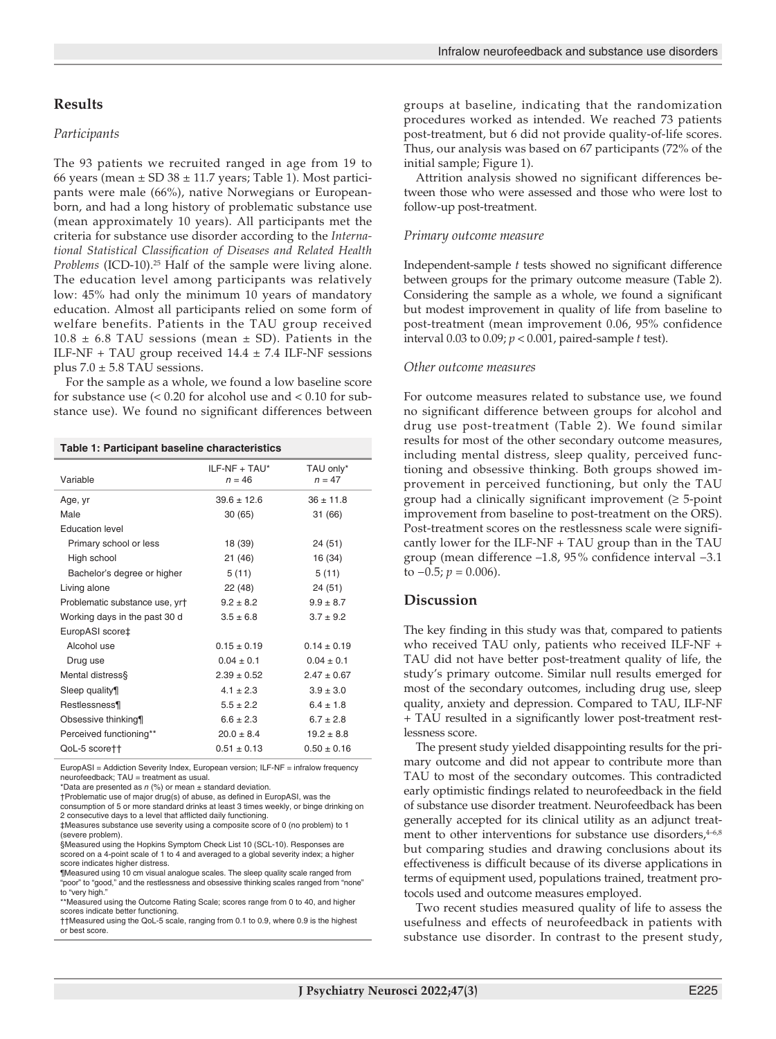## Results

### *Participants*

The 93 patients we recruited ranged in age from 19 to 66 years (mean ± SD 38 ± 11.7 years; Table 1). Most participants were male (66%), native Norwegians or European-born, and had a long history of problematic substance use (mean approximately 10 years). All participants met the criteria for substance use disorder according to the *International Statistical Classification of Diseases and Related Health Problems* (ICD-10).[25] Half of the sample were living alone. The education level among participants was relatively low: 45% had only the minimum 10 years of mandatory education. Almost all participants relied on some form of welfare benefits. Patients in the TAU group received 10.8 ± 6.8 TAU sessions (mean ± SD). Patients in the ILF-NF + TAU group received 14.4 ± 7.4 ILF-NF sessions plus 7.0 ± 5.8 TAU sessions.

For the sample as a whole, we found a low baseline score for substance use (< 0.20 for alcohol use and < 0.10 for substance use). We found no significant differences between groups at baseline, indicating that the randomization procedures worked as intended. We reached 73 patients post-treatment, but 6 did not provide quality-of-life scores. Thus, our analysis was based on 67 participants (72% of the initial sample; Figure 1).

Attrition analysis showed no significant differences between those who were assessed and those who were lost to follow-up post-treatment.

**Table 1: Participant baseline characteristics**

| Variable | ILF-NF + TAU* $n$ = 46 | TAU only* $n$ = 47 |
|---|---|---|
| Age, yr | 39.6 ± 12.6 | 36 ± 11.8 |
| Male | 30 (65) | 31 (66) |
| Education level | | |
| Primary school or less | 18 (39) | 24 (51) |
| High school | 21 (46) | 16 (34) |
| Bachelor's degree or higher | 5 (11) | 5 (11) |
| Living alone | 22 (48) | 24 (51) |
| Problematic substance use, yr† | 9.2 ± 8.2 | 9.9 ± 8.7 |
| Working days in the past 30 d | 3.5 ± 6.8 | 3.7 ± 9.2 |
| EuropASI score‡ | | |
| Alcohol use | 0.15 ± 0.19 | 0.14 ± 0.19 |
| Drug use | 0.04 ± 0.1 | 0.04 ± 0.1 |
| Mental distress§ | 2.39 ± 0.52 | 2.47 ± 0.67 |
| Sleep quality¶ | 4.1 ± 2.3 | 3.9 ± 3.0 |
| Restlessness¶ | 5.5 ± 2.2 | 6.4 ± 1.8 |
| Obsessive thinking¶ | 6.6 ± 2.3 | 6.7 ± 2.8 |
| Perceived functioning** | 20.0 ± 8.4 | 19.2 ± 8.8 |
| QoL-5 score†† | 0.51 ± 0.13 | 0.50 ± 0.16 |

EuropASI = Addiction Severity Index, European version; ILF-NF = infralow frequency neurofeedback; TAU = treatment as usual.
*Data are presented as $n$ (%) or mean ± standard deviation.
†Problematic use of major drug(s) of abuse, as defined in EuropASI, was the consumption of 5 or more standard drinks at least 3 times weekly, or binge drinking on 2 consecutive days to a level that afflicted daily functioning.
‡Measures substance use severity using a composite score of 0 (no problem) to 1 (severe problem).
§Measured using the Hopkins Symptom Check List 10 (SCL-10). Responses are scored on a 4-point scale of 1 to 4 and averaged to a global severity index; a higher score indicates higher distress.
¶Measured using 10 cm visual analogue scales. The sleep quality scale ranged from "poor" to "good," and the restlessness and obsessive thinking scales ranged from "none" to "very high."
**Measured using the Outcome Rating Scale; scores range from 0 to 40, and higher scores indicate better functioning.
††Measured using the QoL-5 scale, ranging from 0.1 to 0.9, where 0.9 is the highest or best score.

### *Primary outcome measure*

Independent-sample $t$ tests showed no significant difference between groups for the primary outcome measure (Table 2). Considering the sample as a whole, we found a significant but modest improvement in quality of life from baseline to post-treatment (mean improvement 0.06, 95% confidence interval 0.03 to 0.09; $p < 0.001$, paired-sample $t$ test).

### *Other outcome measures*

For outcome measures related to substance use, we found no significant difference between groups for alcohol and drug use post-treatment (Table 2). We found similar results for most of the other secondary outcome measures, including mental distress, sleep quality, perceived functioning and obsessive thinking. Both groups showed improvement in perceived functioning, but only the TAU group had a clinically significant improvement (≥ 5-point improvement from baseline to post-treatment on the ORS). Post-treatment scores on the restlessness scale were significantly lower for the ILF-NF + TAU group than in the TAU group (mean difference −1.8, 95% confidence interval −3.1 to −0.5; $p = 0.006$).

## Discussion

The key finding in this study was that, compared to patients who received TAU only, patients who received ILF-NF + TAU did not have better post-treatment quality of life, the study's primary outcome. Similar null results emerged for most of the secondary outcomes, including drug use, sleep quality, anxiety and depression. Compared to TAU, ILF-NF + TAU resulted in a significantly lower post-treatment restlessness score.

The present study yielded disappointing results for the primary outcome and did not appear to contribute more than TAU to most of the secondary outcomes. This contradicted early optimistic findings related to neurofeedback in the field of substance use disorder treatment. Neurofeedback has been generally accepted for its clinical utility as an adjunct treatment to other interventions for substance use disorders,[4–6,8] but comparing studies and drawing conclusions about its effectiveness is difficult because of its diverse applications in terms of equipment used, populations trained, treatment protocols used and outcome measures employed.

Two recent studies measured quality of life to assess the usefulness and effects of neurofeedback in patients with substance use disorder. In contrast to the present study,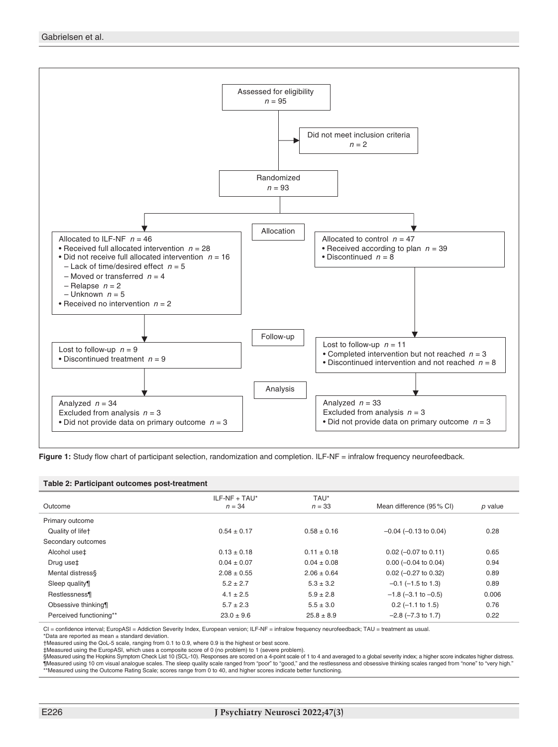Assessed for eligibility $n = 95$

Did not meet inclusion criteria $n = 2$

Randomized $n = 93$

Allocation

Allocated to ILF-NF $n = 46$
- Received full allocated intervention $n = 28$
- Did not receive full allocated intervention $n = 16$
  - Lack of time/desired effect $n = 5$
  - Moved or transferred $n = 4$
  - Relapse $n = 2$
  - Unknown $n = 5$
- Received no intervention $n = 2$

Allocated to control $n = 47$
- Received according to plan $n = 39$
- Discontinued $n = 8$

Follow-up

Lost to follow-up $n = 9$
- Discontinued treatment $n = 9$

Lost to follow-up $n = 11$
- Completed intervention but not reached $n = 3$
- Discontinued intervention and not reached $n = 8$

Analysis

Analyzed $n = 34$
Excluded from analysis $n = 3$
- Did not provide data on primary outcome $n = 3$

Analyzed $n = 33$
Excluded from analysis $n = 3$
- Did not provide data on primary outcome $n = 3$

**Figure 1:** Study flow chart of participant selection, randomization and completion. ILF-NF = infralow frequency neurofeedback.

**Table 2: Participant outcomes post-treatment**

| Outcome | ILF-NF + TAU* $n = 34$ | TAU* $n = 33$ | Mean difference (95% CI) | *p* value |
|---|---|---|---|---|
| Primary outcome | | | | |
| Quality of life† | 0.54 ± 0.17 | 0.58 ± 0.16 | −0.04 (−0.13 to 0.04) | 0.28 |
| Secondary outcomes | | | | |
| Alcohol use‡ | 0.13 ± 0.18 | 0.11 ± 0.18 | 0.02 (−0.07 to 0.11) | 0.65 |
| Drug use‡ | 0.04 ± 0.07 | 0.04 ± 0.08 | 0.00 (−0.04 to 0.04) | 0.94 |
| Mental distress§ | 2.08 ± 0.55 | 2.06 ± 0.64 | 0.02 (−0.27 to 0.32) | 0.89 |
| Sleep quality¶ | 5.2 ± 2.7 | 5.3 ± 3.2 | −0.1 (−1.5 to 1.3) | 0.89 |
| Restlessness¶ | 4.1 ± 2.5 | 5.9 ± 2.8 | −1.8 (−3.1 to −0.5) | 0.006 |
| Obsessive thinking¶ | 5.7 ± 2.3 | 5.5 ± 3.0 | 0.2 (−1.1 to 1.5) | 0.76 |
| Perceived functioning** | 23.0 ± 9.6 | 25.8 ± 8.9 | −2.8 (−7.3 to 1.7) | 0.22 |

CI = confidence interval; EuropASI = Addiction Severity Index, European version; ILF-NF = infralow frequency neurofeedback; TAU = treatment as usual.
*Data are reported as mean ± standard deviation.
†Measured using the QoL-5 scale, ranging from 0.1 to 0.9, where 0.9 is the highest or best score.
‡Measured using the EuropASI, which uses a composite score of 0 (no problem) to 1 (severe problem).
§Measured using the Hopkins Symptom Check List 10 (SCL-10). Responses are scored on a 4-point scale of 1 to 4 and averaged to a global severity index; a higher score indicates higher distress.
¶Measured using 10 cm visual analogue scales. The sleep quality scale ranged from "poor" to "good," and the restlessness and obsessive thinking scales ranged from "none" to "very high."
**Measured using the Outcome Rating Scale; scores range from 0 to 40, and higher scores indicate better functioning.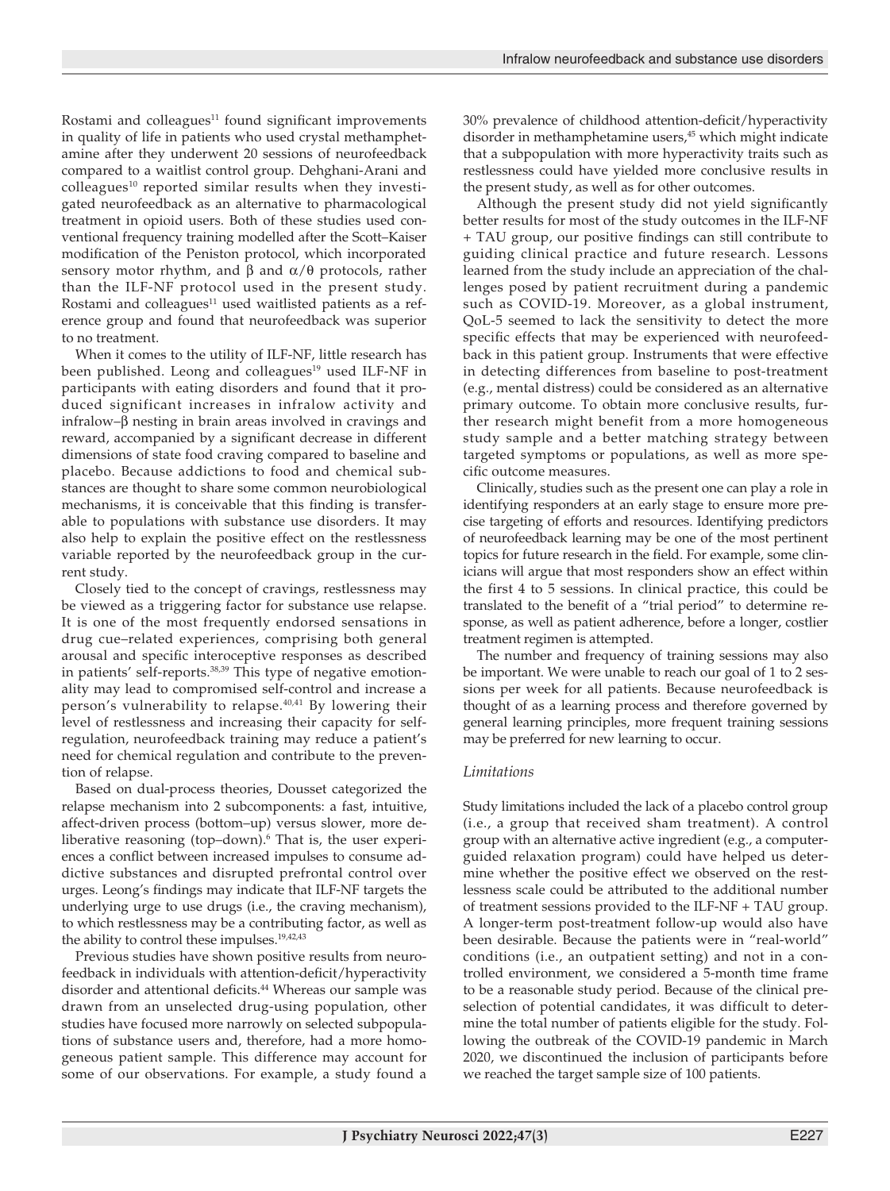Rostami and colleagues[11] found significant improvements in quality of life in patients who used crystal methamphetamine after they underwent 20 sessions of neurofeedback compared to a waitlist control group. Dehghani-Arani and colleagues[10] reported similar results when they investigated neurofeedback as an alternative to pharmacological treatment in opioid users. Both of these studies used conventional frequency training modelled after the Scott–Kaiser modification of the Peniston protocol, which incorporated sensory motor rhythm, and β and α/θ protocols, rather than the ILF-NF protocol used in the present study. Rostami and colleagues[11] used waitlisted patients as a reference group and found that neurofeedback was superior to no treatment.

When it comes to the utility of ILF-NF, little research has been published. Leong and colleagues[19] used ILF-NF in participants with eating disorders and found that it produced significant increases in infralow activity and infralow–β nesting in brain areas involved in cravings and reward, accompanied by a significant decrease in different dimensions of state food craving compared to baseline and placebo. Because addictions to food and chemical substances are thought to share some common neurobiological mechanisms, it is conceivable that this finding is transferable to populations with substance use disorders. It may also help to explain the positive effect on the restlessness variable reported by the neurofeedback group in the current study.

Closely tied to the concept of cravings, restlessness may be viewed as a triggering factor for substance use relapse. It is one of the most frequently endorsed sensations in drug cue–related experiences, comprising both general arousal and specific interoceptive responses as described in patients' self-reports.[38,39] This type of negative emotionality may lead to compromised self-control and increase a person's vulnerability to relapse.[40,41] By lowering their level of restlessness and increasing their capacity for self-regulation, neurofeedback training may reduce a patient's need for chemical regulation and contribute to the prevention of relapse.

Based on dual-process theories, Dousset categorized the relapse mechanism into 2 subcomponents: a fast, intuitive, affect-driven process (bottom–up) versus slower, more deliberative reasoning (top–down).[6] That is, the user experiences a conflict between increased impulses to consume addictive substances and disrupted prefrontal control over urges. Leong's findings may indicate that ILF-NF targets the underlying urge to use drugs (i.e., the craving mechanism), to which restlessness may be a contributing factor, as well as the ability to control these impulses.[19,42,43]

Previous studies have shown positive results from neurofeedback in individuals with attention-deficit/hyperactivity disorder and attentional deficits.[44] Whereas our sample was drawn from an unselected drug-using population, other studies have focused more narrowly on selected subpopulations of substance users and, therefore, had a more homogeneous patient sample. This difference may account for some of our observations. For example, a study found a 30% prevalence of childhood attention-deficit/hyperactivity disorder in methamphetamine users,[45] which might indicate that a subpopulation with more hyperactivity traits such as restlessness could have yielded more conclusive results in the present study, as well as for other outcomes.

Although the present study did not yield significantly better results for most of the study outcomes in the ILF-NF + TAU group, our positive findings can still contribute to guiding clinical practice and future research. Lessons learned from the study include an appreciation of the challenges posed by patient recruitment during a pandemic such as COVID-19. Moreover, as a global instrument, QoL-5 seemed to lack the sensitivity to detect the more specific effects that may be experienced with neurofeedback in this patient group. Instruments that were effective in detecting differences from baseline to post-treatment (e.g., mental distress) could be considered as an alternative primary outcome. To obtain more conclusive results, further research might benefit from a more homogeneous study sample and a better matching strategy between targeted symptoms or populations, as well as more specific outcome measures.

Clinically, studies such as the present one can play a role in identifying responders at an early stage to ensure more precise targeting of efforts and resources. Identifying predictors of neurofeedback learning may be one of the most pertinent topics for future research in the field. For example, some clinicians will argue that most responders show an effect within the first 4 to 5 sessions. In clinical practice, this could be translated to the benefit of a "trial period" to determine response, as well as patient adherence, before a longer, costlier treatment regimen is attempted.

The number and frequency of training sessions may also be important. We were unable to reach our goal of 1 to 2 sessions per week for all patients. Because neurofeedback is thought of as a learning process and therefore governed by general learning principles, more frequent training sessions may be preferred for new learning to occur.

### *Limitations*

Study limitations included the lack of a placebo control group (i.e., a group that received sham treatment). A control group with an alternative active ingredient (e.g., a computer-guided relaxation program) could have helped us determine whether the positive effect we observed on the restlessness scale could be attributed to the additional number of treatment sessions provided to the ILF-NF + TAU group. A longer-term post-treatment follow-up would also have been desirable. Because the patients were in "real-world" conditions (i.e., an outpatient setting) and not in a controlled environment, we considered a 5-month time frame to be a reasonable study period. Because of the clinical preselection of potential candidates, it was difficult to determine the total number of patients eligible for the study. Following the outbreak of the COVID-19 pandemic in March 2020, we discontinued the inclusion of participants before we reached the target sample size of 100 patients.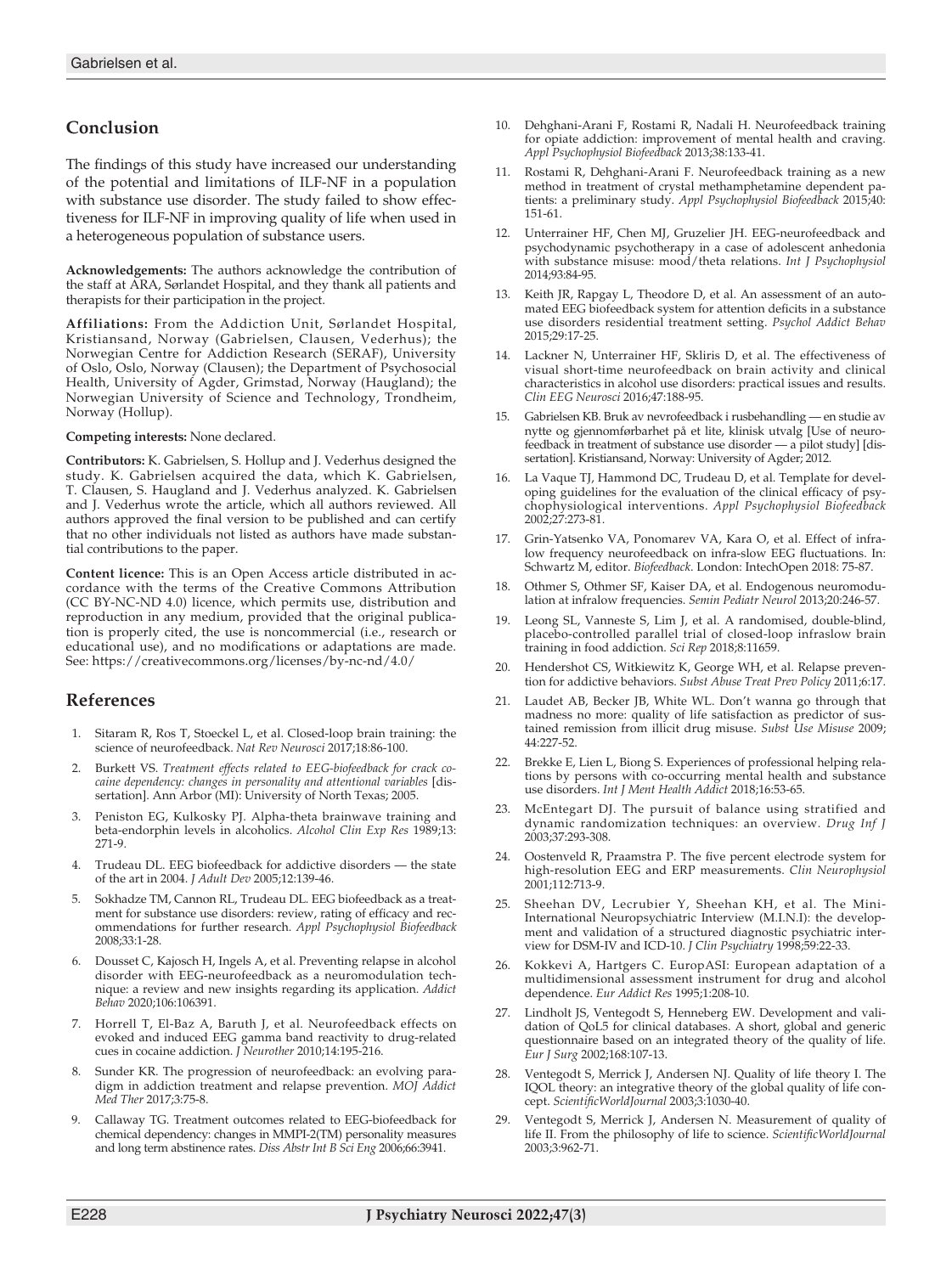## Conclusion

The findings of this study have increased our understanding of the potential and limitations of ILF-NF in a population with substance use disorder. The study failed to show effectiveness for ILF-NF in improving quality of life when used in a heterogeneous population of substance users.

**Acknowledgements:** The authors acknowledge the contribution of the staff at ARA, Sørlandet Hospital, and they thank all patients and therapists for their participation in the project.

**Affiliations:** From the Addiction Unit, Sørlandet Hospital, Kristiansand, Norway (Gabrielsen, Clausen, Vederhus); the Norwegian Centre for Addiction Research (SERAF), University of Oslo, Oslo, Norway (Clausen); the Department of Psychosocial Health, University of Agder, Grimstad, Norway (Haugland); the Norwegian University of Science and Technology, Trondheim, Norway (Hollup).

**Competing interests:** None declared.

**Contributors:** K. Gabrielsen, S. Hollup and J. Vederhus designed the study. K. Gabrielsen acquired the data, which K. Gabrielsen, T. Clausen, S. Haugland and J. Vederhus analyzed. K. Gabrielsen and J. Vederhus wrote the article, which all authors reviewed. All authors approved the final version to be published and can certify that no other individuals not listed as authors have made substantial contributions to the paper.

**Content licence:** This is an Open Access article distributed in accordance with the terms of the Creative Commons Attribution (CC BY-NC-ND 4.0) licence, which permits use, distribution and reproduction in any medium, provided that the original publication is properly cited, the use is noncommercial (i.e., research or educational use), and no modifications or adaptations are made. See: https://creativecommons.org/licenses/by-nc-nd/4.0/

## References

1. Sitaram R, Ros T, Stoeckel L, et al. Closed-loop brain training: the science of neurofeedback. *Nat Rev Neurosci* 2017;18:86-100.
2. Burkett VS. *Treatment effects related to EEG-biofeedback for crack cocaine dependency: changes in personality and attentional variables* [dissertation]. Ann Arbor (MI): University of North Texas; 2005.
3. Peniston EG, Kulkosky PJ. Alpha-theta brainwave training and beta-endorphin levels in alcoholics. *Alcohol Clin Exp Res* 1989;13:271-9.
4. Trudeau DL. EEG biofeedback for addictive disorders — the state of the art in 2004. *J Adult Dev* 2005;12:139-46.
5. Sokhadze TM, Cannon RL, Trudeau DL. EEG biofeedback as a treatment for substance use disorders: review, rating of efficacy and recommendations for further research. *Appl Psychophysiol Biofeedback* 2008;33:1-28.
6. Dousset C, Kajosch H, Ingels A, et al. Preventing relapse in alcohol disorder with EEG-neurofeedback as a neuromodulation technique: a review and new insights regarding its application. *Addict Behav* 2020;106:106391.
7. Horrell T, El-Baz A, Baruth J, et al. Neurofeedback effects on evoked and induced EEG gamma band reactivity to drug-related cues in cocaine addiction. *J Neurother* 2010;14:195-216.
8. Sunder KR. The progression of neurofeedback: an evolving paradigm in addiction treatment and relapse prevention. *MOJ Addict Med Ther* 2017;3:75-8.
9. Callaway TG. Treatment outcomes related to EEG-biofeedback for chemical dependency: changes in MMPI-2(TM) personality measures and long term abstinence rates. *Diss Abstr Int B Sci Eng* 2006;66:3941.
10. Dehghani-Arani F, Rostami R, Nadali H. Neurofeedback training for opiate addiction: improvement of mental health and craving. *Appl Psychophysiol Biofeedback* 2013;38:133-41.
11. Rostami R, Dehghani-Arani F. Neurofeedback training as a new method in treatment of crystal methamphetamine dependent patients: a preliminary study. *Appl Psychophysiol Biofeedback* 2015;40:151-61.
12. Unterrainer HF, Chen MJ, Gruzelier JH. EEG-neurofeedback and psychodynamic psychotherapy in a case of adolescent anhedonia with substance misuse: mood/theta relations. *Int J Psychophysiol* 2014;93:84-95.
13. Keith JR, Rapgay L, Theodore D, et al. An assessment of an automated EEG biofeedback system for attention deficits in a substance use disorders residential treatment setting. *Psychol Addict Behav* 2015;29:17-25.
14. Lackner N, Unterrainer HF, Skliris D, et al. The effectiveness of visual short-time neurofeedback on brain activity and clinical characteristics in alcohol use disorders: practical issues and results. *Clin EEG Neurosci* 2016;47:188-95.
15. Gabrielsen KB. Bruk av nevrofeedback i rusbehandling — en studie av nytte og gjennomførbarhet på et lite, klinisk utvalg [Use of neurofeedback in treatment of substance use disorder — a pilot study] [dissertation]. Kristiansand, Norway: University of Agder; 2012.
16. La Vaque TJ, Hammond DC, Trudeau D, et al. Template for developing guidelines for the evaluation of the clinical efficacy of psychophysiological interventions. *Appl Psychophysiol Biofeedback* 2002;27:273-81.
17. Grin-Yatsenko VA, Ponomarev VA, Kara O, et al. Effect of infralow frequency neurofeedback on infra-slow EEG fluctuations. In: Schwartz M, editor. *Biofeedback*. London: IntechOpen 2018: 75-87.
18. Othmer S, Othmer SF, Kaiser DA, et al. Endogenous neuromodulation at infralow frequencies. *Semin Pediatr Neurol* 2013;20:246-57.
19. Leong SL, Vanneste S, Lim J, et al. A randomised, double-blind, placebo-controlled parallel trial of closed-loop infraslow brain training in food addiction. *Sci Rep* 2018;8:11659.
20. Hendershot CS, Witkiewitz K, George WH, et al. Relapse prevention for addictive behaviors. *Subst Abuse Treat Prev Policy* 2011;6:17.
21. Laudet AB, Becker JB, White WL. Don't wanna go through that madness no more: quality of life satisfaction as predictor of sustained remission from illicit drug misuse. *Subst Use Misuse* 2009;44:227-52.
22. Brekke E, Lien L, Biong S. Experiences of professional helping relations by persons with co-occurring mental health and substance use disorders. *Int J Ment Health Addict* 2018;16:53-65.
23. McEntegart DJ. The pursuit of balance using stratified and dynamic randomization techniques: an overview. *Drug Inf J* 2003;37:293-308.
24. Oostenveld R, Praamstra P. The five percent electrode system for high-resolution EEG and ERP measurements. *Clin Neurophysiol* 2001;112:713-9.
25. Sheehan DV, Lecrubier Y, Sheehan KH, et al. The Mini-International Neuropsychiatric Interview (M.I.N.I): the development and validation of a structured diagnostic psychiatric interview for DSM-IV and ICD-10. *J Clin Psychiatry* 1998;59:22-33.
26. Kokkevi A, Hartgers C. EuropASI: European adaptation of a multidimensional assessment instrument for drug and alcohol dependence. *Eur Addict Res* 1995;1:208-10.
27. Lindholt JS, Ventegodt S, Henneberg EW. Development and validation of QoL5 for clinical databases. A short, global and generic questionnaire based on an integrated theory of the quality of life. *Eur J Surg* 2002;168:107-13.
28. Ventegodt S, Merrick J, Andersen NJ. Quality of life theory I. The IQOL theory: an integrative theory of the global quality of life concept. *ScientificWorldJournal* 2003;3:1030-40.
29. Ventegodt S, Merrick J, Andersen N. Measurement of quality of life II. From the philosophy of life to science. *ScientificWorldJournal* 2003;3:962-71.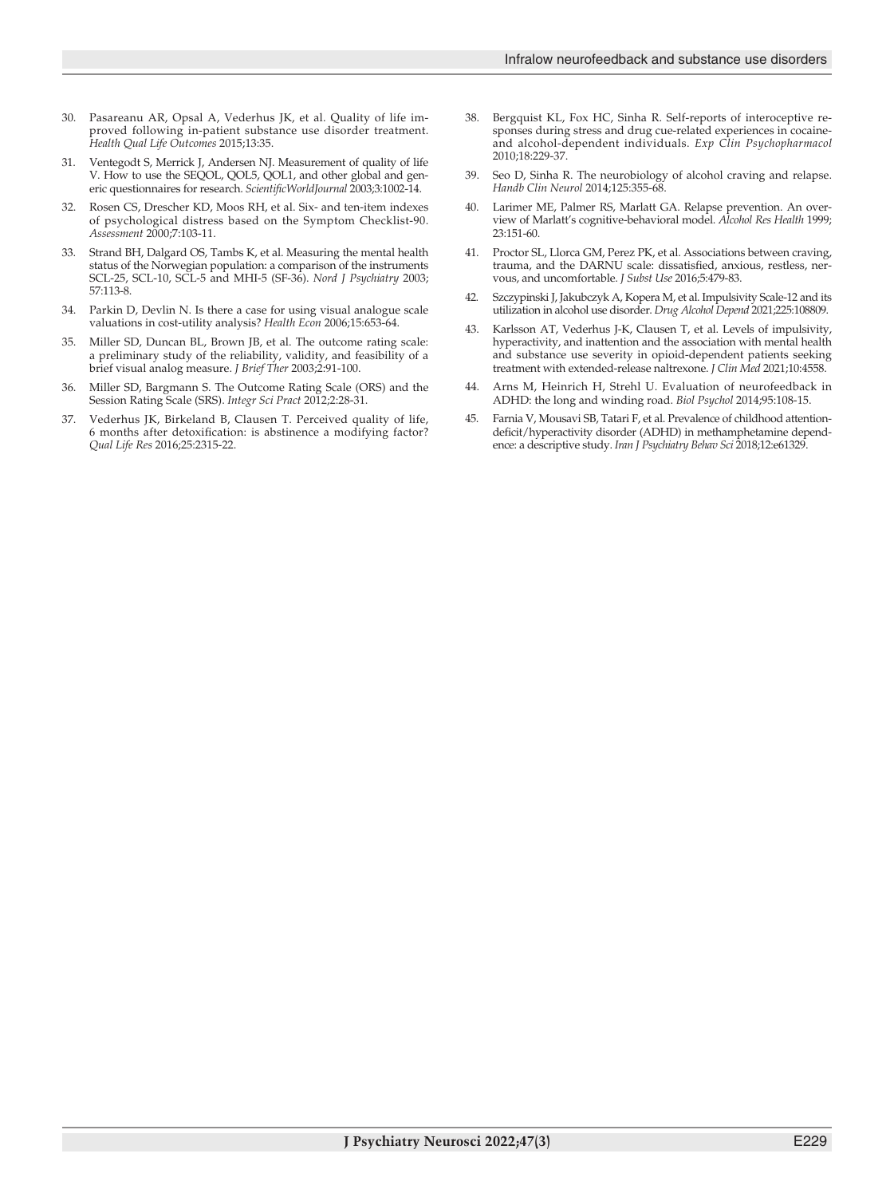30. Pasareanu AR, Opsal A, Vederhus JK, et al. Quality of life improved following in-patient substance use disorder treatment. *Health Qual Life Outcomes* 2015;13:35.
31. Ventegodt S, Merrick J, Andersen NJ. Measurement of quality of life V. How to use the SEQOL, QOL5, QOL1, and other global and generic questionnaires for research. *ScientificWorldJournal* 2003;3:1002-14.
32. Rosen CS, Drescher KD, Moos RH, et al. Six- and ten-item indexes of psychological distress based on the Symptom Checklist-90. *Assessment* 2000;7:103-11.
33. Strand BH, Dalgard OS, Tambs K, et al. Measuring the mental health status of the Norwegian population: a comparison of the instruments SCL-25, SCL-10, SCL-5 and MHI-5 (SF-36). *Nord J Psychiatry* 2003; 57:113-8.
34. Parkin D, Devlin N. Is there a case for using visual analogue scale valuations in cost-utility analysis? *Health Econ* 2006;15:653-64.
35. Miller SD, Duncan BL, Brown JB, et al. The outcome rating scale: a preliminary study of the reliability, validity, and feasibility of a brief visual analog measure. *J Brief Ther* 2003;2:91-100.
36. Miller SD, Bargmann S. The Outcome Rating Scale (ORS) and the Session Rating Scale (SRS). *Integr Sci Pract* 2012;2:28-31.
37. Vederhus JK, Birkeland B, Clausen T. Perceived quality of life, 6 months after detoxification: is abstinence a modifying factor? *Qual Life Res* 2016;25:2315-22.
38. Bergquist KL, Fox HC, Sinha R. Self-reports of interoceptive responses during stress and drug cue-related experiences in cocaine- and alcohol-dependent individuals. *Exp Clin Psychopharmacol* 2010;18:229-37.
39. Seo D, Sinha R. The neurobiology of alcohol craving and relapse. *Handb Clin Neurol* 2014;125:355-68.
40. Larimer ME, Palmer RS, Marlatt GA. Relapse prevention. An overview of Marlatt's cognitive-behavioral model. *Alcohol Res Health* 1999; 23:151-60.
41. Proctor SL, Llorca GM, Perez PK, et al. Associations between craving, trauma, and the DARNU scale: dissatisfied, anxious, restless, nervous, and uncomfortable. *J Subst Use* 2016;5:479-83.
42. Szczypinski J, Jakubczyk A, Kopera M, et al. Impulsivity Scale-12 and its utilization in alcohol use disorder. *Drug Alcohol Depend* 2021;225:108809.
43. Karlsson AT, Vederhus J-K, Clausen T, et al. Levels of impulsivity, hyperactivity, and inattention and the association with mental health and substance use severity in opioid-dependent patients seeking treatment with extended-release naltrexone. *J Clin Med* 2021;10:4558.
44. Arns M, Heinrich H, Strehl U. Evaluation of neurofeedback in ADHD: the long and winding road. *Biol Psychol* 2014;95:108-15.
45. Farnia V, Mousavi SB, Tatari F, et al. Prevalence of childhood attention-deficit/hyperactivity disorder (ADHD) in methamphetamine dependence: a descriptive study. *Iran J Psychiatry Behav Sci* 2018;12:e61329.